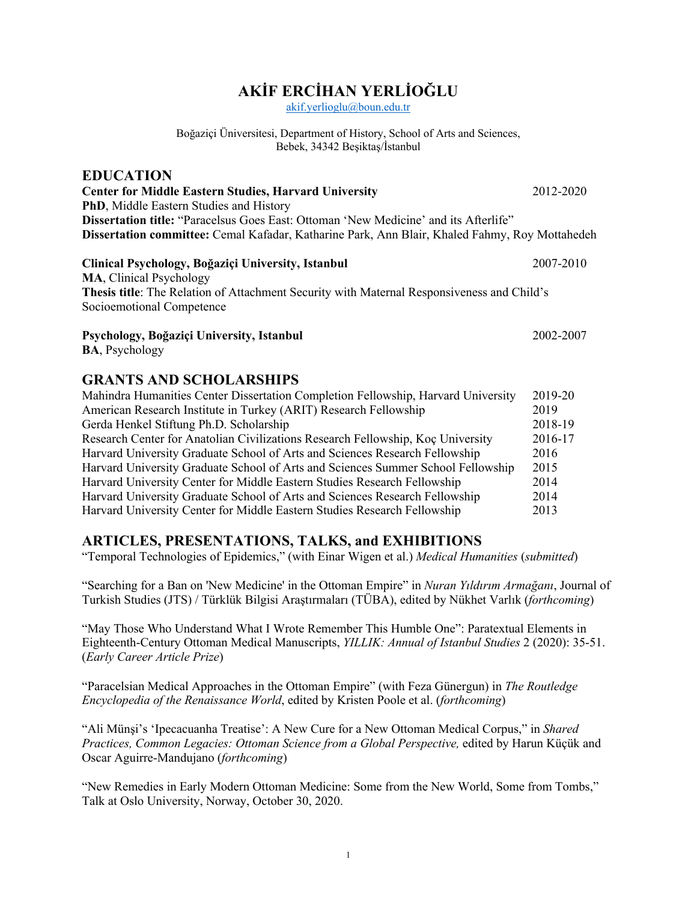# AKİF ERCİHAN YERLİOĞLU

akif.yerlioglu@boun.edu.tr

Boğaziçi Üniversitesi, Department of History, School of Arts and Sciences,
Bebek, 34342 Beşiktaş/İstanbul

## EDUCATION

**Center for Middle Eastern Studies, Harvard University** 2012-2020
**PhD**, Middle Eastern Studies and History
**Dissertation title:** "Paracelsus Goes East: Ottoman 'New Medicine' and its Afterlife"
**Dissertation committee:** Cemal Kafadar, Katharine Park, Ann Blair, Khaled Fahmy, Roy Mottahedeh

**Clinical Psychology, Boğaziçi University, Istanbul** 2007-2010
**MA**, Clinical Psychology
**Thesis title**: The Relation of Attachment Security with Maternal Responsiveness and Child's Socioemotional Competence

**Psychology, Boğaziçi University, Istanbul** 2002-2007
**BA**, Psychology

## GRANTS AND SCHOLARSHIPS

Mahindra Humanities Center Dissertation Completion Fellowship, Harvard University 2019-20
American Research Institute in Turkey (ARIT) Research Fellowship 2019
Gerda Henkel Stiftung Ph.D. Scholarship 2018-19
Research Center for Anatolian Civilizations Research Fellowship, Koç University 2016-17
Harvard University Graduate School of Arts and Sciences Research Fellowship 2016
Harvard University Graduate School of Arts and Sciences Summer School Fellowship 2015
Harvard University Center for Middle Eastern Studies Research Fellowship 2014
Harvard University Graduate School of Arts and Sciences Research Fellowship 2014
Harvard University Center for Middle Eastern Studies Research Fellowship 2013

## ARTICLES, PRESENTATIONS, TALKS, and EXHIBITIONS

"Temporal Technologies of Epidemics," (with Einar Wigen et al.) *Medical Humanities* (*submitted*)

"Searching for a Ban on 'New Medicine' in the Ottoman Empire" in *Nuran Yıldırım Armağanı*, Journal of Turkish Studies (JTS) / Türklük Bilgisi Araştırmaları (TÜBA), edited by Nükhet Varlık (*forthcoming*)

"May Those Who Understand What I Wrote Remember This Humble One": Paratextual Elements in Eighteenth-Century Ottoman Medical Manuscripts, *YILLIK: Annual of Istanbul Studies* 2 (2020): 35-51. (*Early Career Article Prize*)

"Paracelsian Medical Approaches in the Ottoman Empire" (with Feza Günergun) in *The Routledge Encyclopedia of the Renaissance World*, edited by Kristen Poole et al. (*forthcoming*)

"Ali Münşi's 'Ipecacuanha Treatise': A New Cure for a New Ottoman Medical Corpus," in *Shared Practices, Common Legacies: Ottoman Science from a Global Perspective,* edited by Harun Küçük and Oscar Aguirre-Mandujano (*forthcoming*)

"New Remedies in Early Modern Ottoman Medicine: Some from the New World, Some from Tombs," Talk at Oslo University, Norway, October 30, 2020.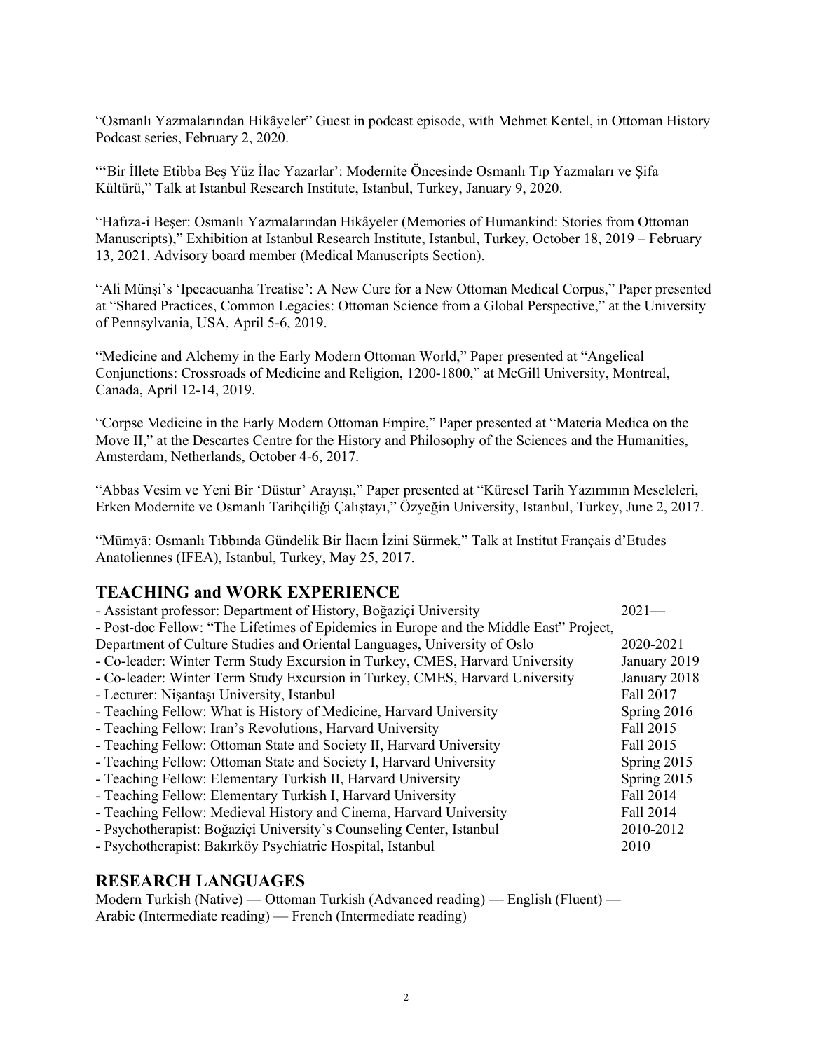"Osmanlı Yazmalarından Hikâyeler" Guest in podcast episode, with Mehmet Kentel, in Ottoman History Podcast series, February 2, 2020.

"'Bir İllete Etibba Beş Yüz İlac Yazarlar': Modernite Öncesinde Osmanlı Tıp Yazmaları ve Şifa Kültürü," Talk at Istanbul Research Institute, Istanbul, Turkey, January 9, 2020.

"Hafıza-i Beşer: Osmanlı Yazmalarından Hikâyeler (Memories of Humankind: Stories from Ottoman Manuscripts)," Exhibition at Istanbul Research Institute, Istanbul, Turkey, October 18, 2019 – February 13, 2021. Advisory board member (Medical Manuscripts Section).

"Ali Münşi's 'Ipecacuanha Treatise': A New Cure for a New Ottoman Medical Corpus," Paper presented at "Shared Practices, Common Legacies: Ottoman Science from a Global Perspective," at the University of Pennsylvania, USA, April 5-6, 2019.

"Medicine and Alchemy in the Early Modern Ottoman World," Paper presented at "Angelical Conjunctions: Crossroads of Medicine and Religion, 1200-1800," at McGill University, Montreal, Canada, April 12-14, 2019.

"Corpse Medicine in the Early Modern Ottoman Empire," Paper presented at "Materia Medica on the Move II," at the Descartes Centre for the History and Philosophy of the Sciences and the Humanities, Amsterdam, Netherlands, October 4-6, 2017.

"Abbas Vesim ve Yeni Bir 'Düstur' Arayışı," Paper presented at "Küresel Tarih Yazımının Meseleleri, Erken Modernite ve Osmanlı Tarihçiliği Çalıştayı," Özyeğin University, Istanbul, Turkey, June 2, 2017.

"Mūmyā: Osmanlı Tıbbında Gündelik Bir İlacın İzini Sürmek," Talk at Institut Français d'Etudes Anatoliennes (IFEA), Istanbul, Turkey, May 25, 2017.

## TEACHING and WORK EXPERIENCE

| | |
|---|---|
| - Assistant professor: Department of History, Boğaziçi University | 2021— |
| - Post-doc Fellow: "The Lifetimes of Epidemics in Europe and the Middle East" Project, Department of Culture Studies and Oriental Languages, University of Oslo | 2020-2021 |
| - Co-leader: Winter Term Study Excursion in Turkey, CMES, Harvard University | January 2019 |
| - Co-leader: Winter Term Study Excursion in Turkey, CMES, Harvard University | January 2018 |
| - Lecturer: Nişantaşı University, Istanbul | Fall 2017 |
| - Teaching Fellow: What is History of Medicine, Harvard University | Spring 2016 |
| - Teaching Fellow: Iran's Revolutions, Harvard University | Fall 2015 |
| - Teaching Fellow: Ottoman State and Society II, Harvard University | Fall 2015 |
| - Teaching Fellow: Ottoman State and Society I, Harvard University | Spring 2015 |
| - Teaching Fellow: Elementary Turkish II, Harvard University | Spring 2015 |
| - Teaching Fellow: Elementary Turkish I, Harvard University | Fall 2014 |
| - Teaching Fellow: Medieval History and Cinema, Harvard University | Fall 2014 |
| - Psychotherapist: Boğaziçi University's Counseling Center, Istanbul | 2010-2012 |
| - Psychotherapist: Bakırköy Psychiatric Hospital, Istanbul | 2010 |

## RESEARCH LANGUAGES

Modern Turkish (Native) — Ottoman Turkish (Advanced reading) — English (Fluent) — Arabic (Intermediate reading) — French (Intermediate reading)